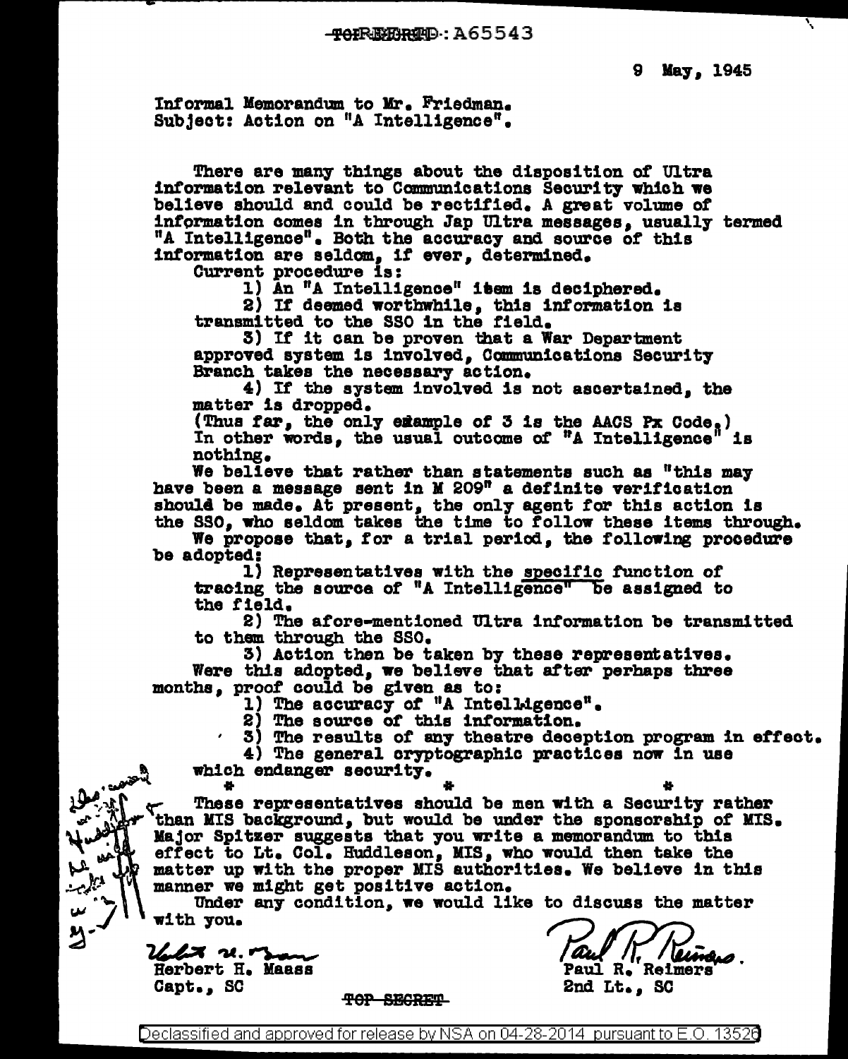REF ID: A65543

9 May, 1945

Informal Memorandum to Mr. Friedman.
Subject: Action on "A Intelligence".

There are many things about the disposition of Ultra information relevant to Communications Security which we believe should and could be rectified. A great volume of information comes in through Jap Ultra messages, usually termed "A Intelligence". Both the accuracy and source of this information are seldom, if ever, determined.

Current procedure is:

1) An "A Intelligence" item is deciphered.
2) If deemed worthwhile, this information is transmitted to the SSO in the field.
3) If it can be proven that a War Department approved system is involved, Communications Security Branch takes the necessary action.
4) If the system involved is not ascertained, the matter is dropped.

(Thus far, the only example of 3 is the AACS Px Code.)
In other words, the usual outcome of "A Intelligence" is nothing.

We believe that rather than statements such as "this may have been a message sent in M 209" a definite verification should be made. At present, the only agent for this action is the SSO, who seldom takes the time to follow these items through.

We propose that, for a trial period, the following procedure be adopted:

1) Representatives with the specific function of tracing the source of "A Intelligence" be assigned to the field.
2) The afore-mentioned Ultra information be transmitted to them through the SSO.
3) Action then be taken by these representatives.

Were this adopted, we believe that after perhaps three months, proof could be given as to:

1) The accuracy of "A Intelligence".
2) The source of this information.
3) The results of any theatre deception program in effect.
4) The general cryptographic practices now in use which endanger security.

\*　　　　\*　　　　\*

These representatives should be men with a Security rather than MIS background, but would be under the sponsorship of MIS. Major Spitzer suggests that you write a memorandum to this effect to Lt. Col. Huddleson, MIS, who would then take the matter up with the proper MIS authorities. We believe in this manner we might get positive action.

Under any condition, we would like to discuss the matter with you.

Herbert H. Maass
Capt., SC

Paul R. Reimers
2nd Lt., SC

TOP SECRET

Declassified and approved for release by NSA on 04-28-2014 pursuant to E.O. 13526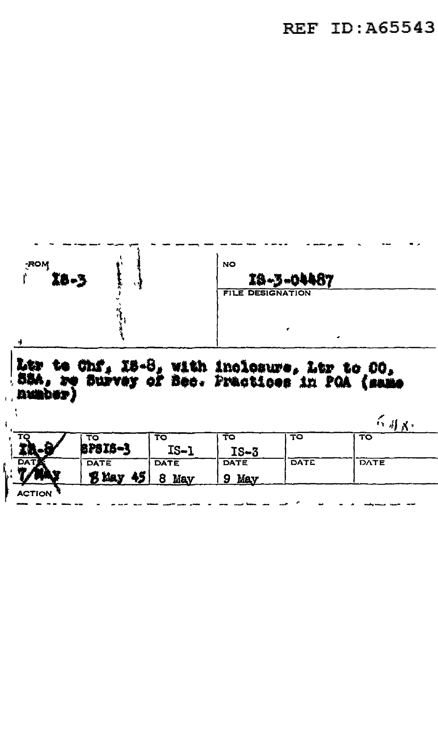REF ID:A65543

FROM

IS-3

NO

IS-3-04487

FILE DESIGNATION

Ltr to Chf, IS-8, with inclosure, Ltr to CO, SSA, re Survey of Sec. Practices in POA (same number)

| TO | TO | TO | TO | TO | TO |
|---|---|---|---|---|---|
| IS-8 | SPSIS-3 | IS-1 | IS-3 | | |
| DATE | DATE | DATE | DATE | DATE | DATE |
| 7 MAY | 8 May 45 | 8 May | 9 May | | |

ACTION